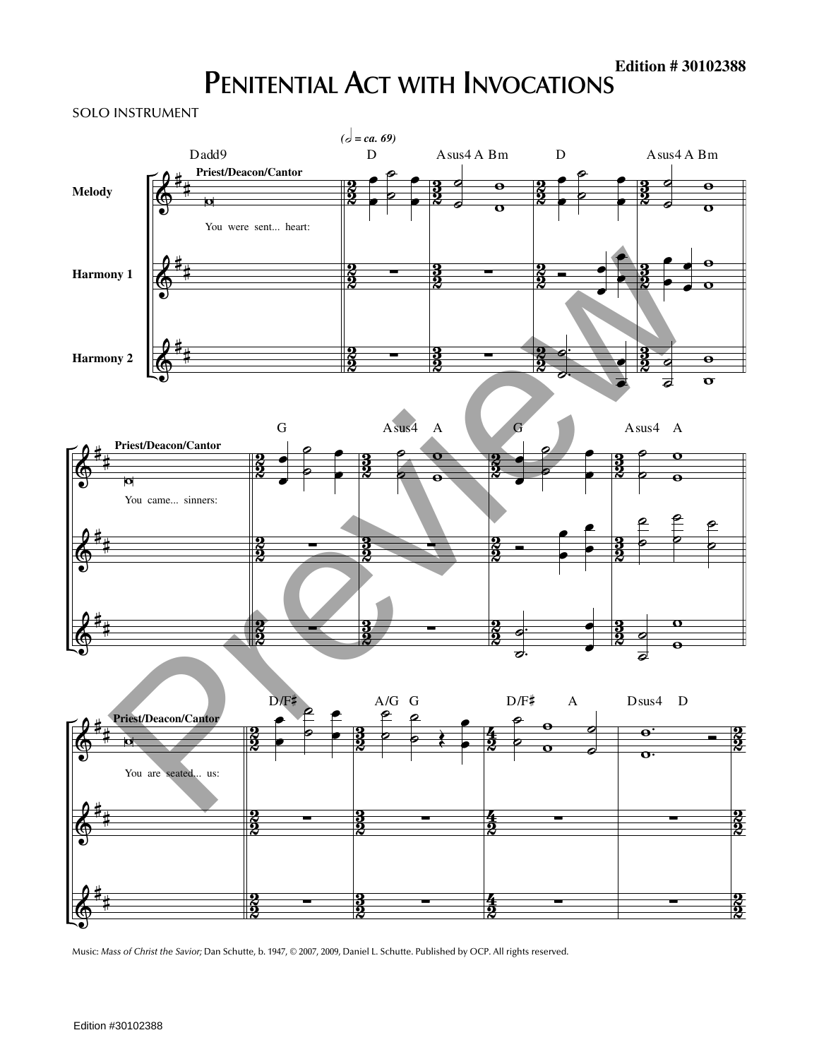# Penitential Act with Invocations

Edition # 30102388

SOLO INSTRUMENT

Music: *Mass of Christ the Savior;* Dan Schutte, b. 1947, © 2007, 2009, Daniel L. Schutte. Published by OCP. All rights reserved.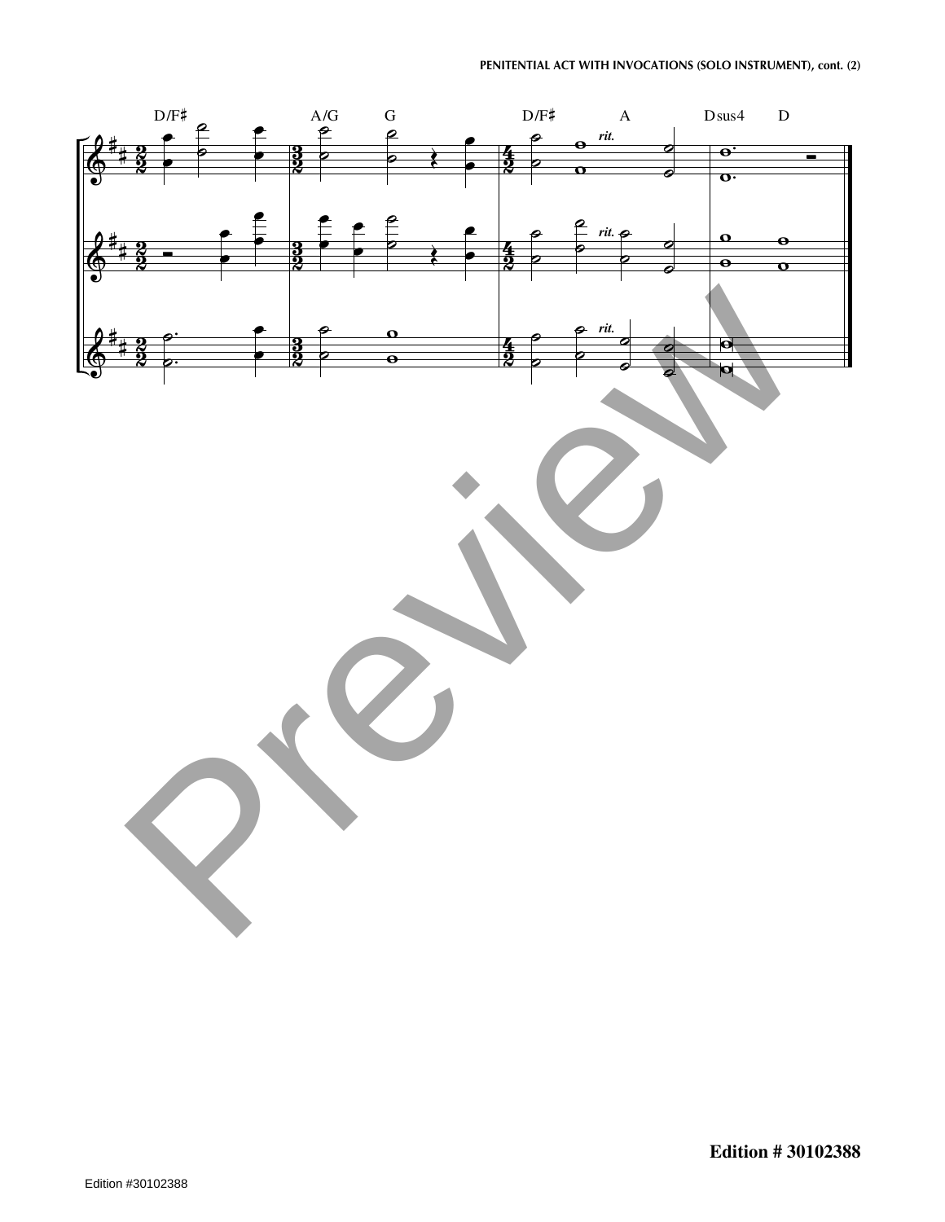D/F♯ A/G G D/F♯ A Dsus4 D

*rit.*

*rit.*

*rit.*

Edition # 30102388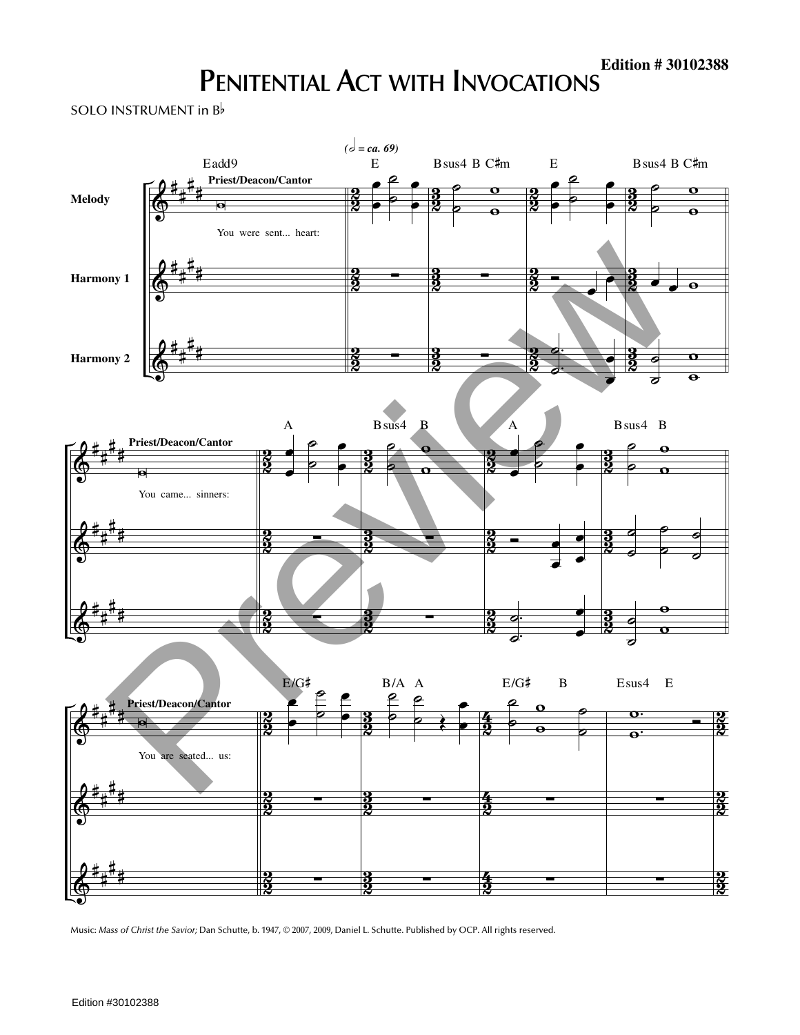# Penitential Act with Invocations

Edition # 30102388

SOLO INSTRUMENT in B♭

Music: *Mass of Christ the Savior;* Dan Schutte, b. 1947, © 2007, 2009, Daniel L. Schutte. Published by OCP. All rights reserved.

Edition #30102388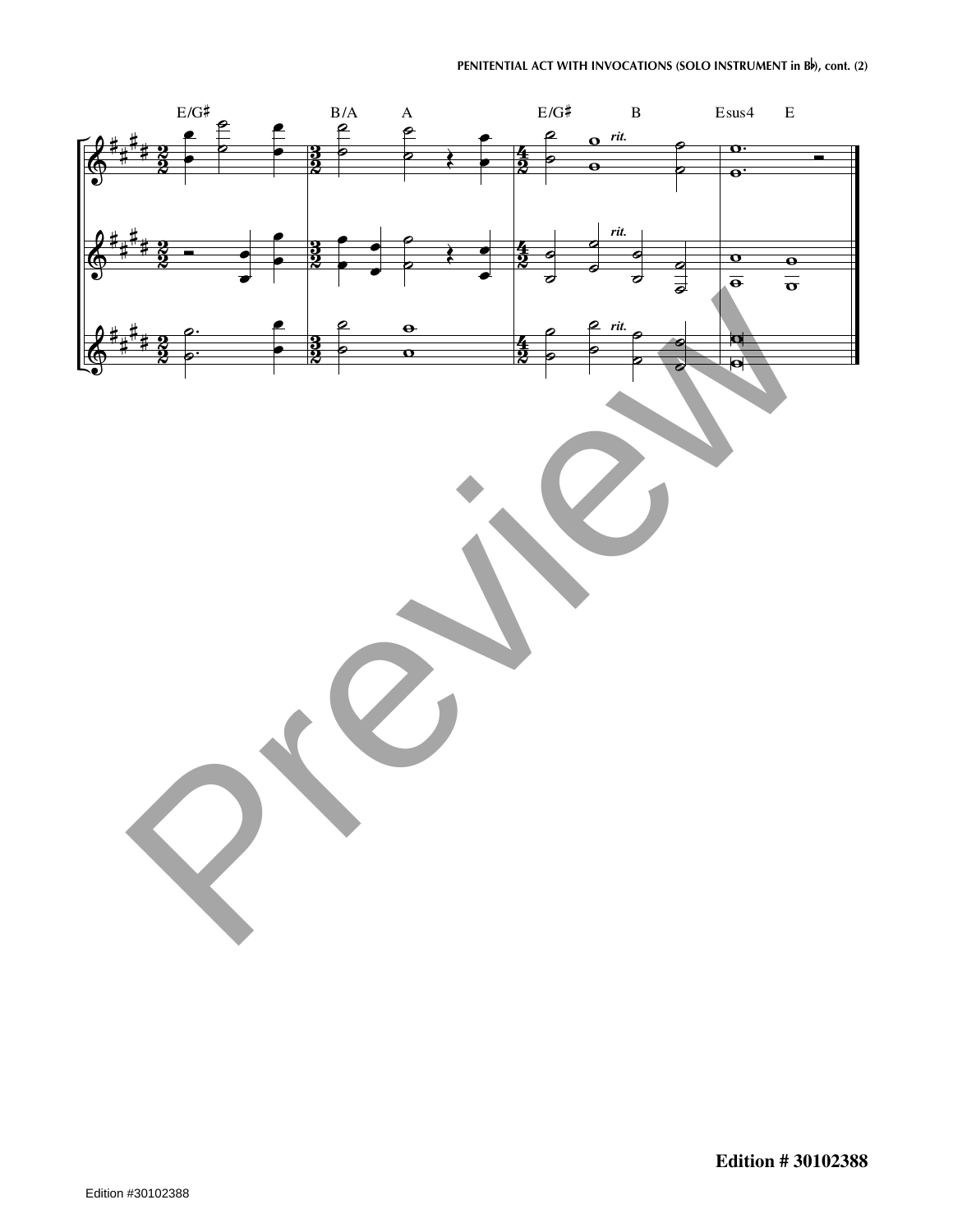E/G♯ B/A A E/G♯ B Esus4 E

*rit.*